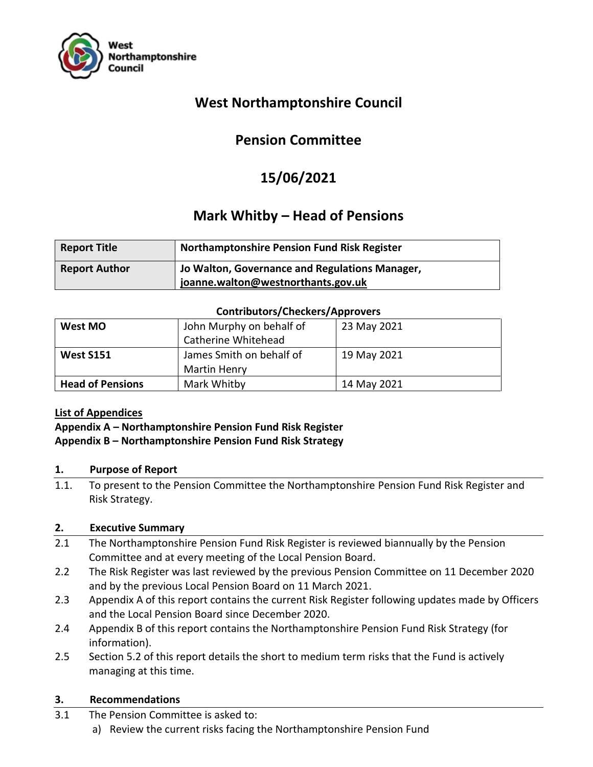# West Northamptonshire Council

## Pension Committee

## 15/06/2021

## Mark Whitby – Head of Pensions

| **Report Title** | **Northamptonshire Pension Fund Risk Register** |
|---|---|
| **Report Author** | **Jo Walton, Governance and Regulations Manager, joanne.walton@westnorthants.gov.uk** |

**Contributors/Checkers/Approvers**

| **West MO** | John Murphy on behalf of Catherine Whitehead | 23 May 2021 |
|---|---|---|
| **West S151** | James Smith on behalf of Martin Henry | 19 May 2021 |
| **Head of Pensions** | Mark Whitby | 14 May 2021 |

**List of Appendices**
**Appendix A – Northamptonshire Pension Fund Risk Register**
**Appendix B – Northamptonshire Pension Fund Risk Strategy**

### 1. Purpose of Report

1.1. To present to the Pension Committee the Northamptonshire Pension Fund Risk Register and Risk Strategy.

### 2. Executive Summary

2.1 The Northamptonshire Pension Fund Risk Register is reviewed biannually by the Pension Committee and at every meeting of the Local Pension Board.

2.2 The Risk Register was last reviewed by the previous Pension Committee on 11 December 2020 and by the previous Local Pension Board on 11 March 2021.

2.3 Appendix A of this report contains the current Risk Register following updates made by Officers and the Local Pension Board since December 2020.

2.4 Appendix B of this report contains the Northamptonshire Pension Fund Risk Strategy (for information).

2.5 Section 5.2 of this report details the short to medium term risks that the Fund is actively managing at this time.

### 3. Recommendations

3.1 The Pension Committee is asked to:

a) Review the current risks facing the Northamptonshire Pension Fund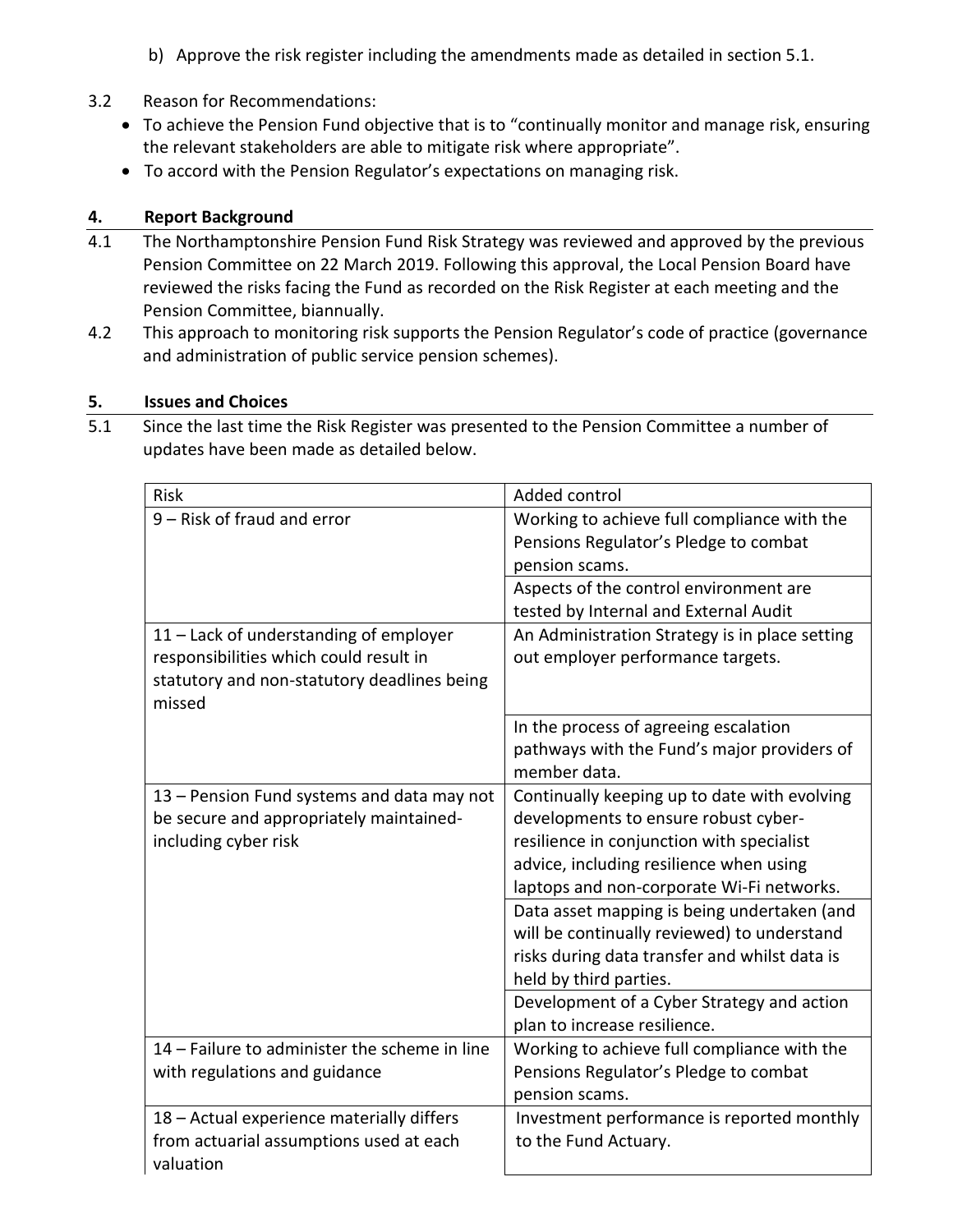b) Approve the risk register including the amendments made as detailed in section 5.1.

3.2 Reason for Recommendations:

- To achieve the Pension Fund objective that is to "continually monitor and manage risk, ensuring the relevant stakeholders are able to mitigate risk where appropriate".
- To accord with the Pension Regulator's expectations on managing risk.

## 4. Report Background

4.1 The Northamptonshire Pension Fund Risk Strategy was reviewed and approved by the previous Pension Committee on 22 March 2019. Following this approval, the Local Pension Board have reviewed the risks facing the Fund as recorded on the Risk Register at each meeting and the Pension Committee, biannually.

4.2 This approach to monitoring risk supports the Pension Regulator's code of practice (governance and administration of public service pension schemes).

## 5. Issues and Choices

5.1 Since the last time the Risk Register was presented to the Pension Committee a number of updates have been made as detailed below.

| Risk | Added control |
|---|---|
| 9 – Risk of fraud and error | Working to achieve full compliance with the Pensions Regulator's Pledge to combat pension scams. |
| | Aspects of the control environment are tested by Internal and External Audit |
| 11 – Lack of understanding of employer responsibilities which could result in statutory and non-statutory deadlines being missed | An Administration Strategy is in place setting out employer performance targets. |
| | In the process of agreeing escalation pathways with the Fund's major providers of member data. |
| 13 – Pension Fund systems and data may not be secure and appropriately maintained-including cyber risk | Continually keeping up to date with evolving developments to ensure robust cyber-resilience in conjunction with specialist advice, including resilience when using laptops and non-corporate Wi-Fi networks. |
| | Data asset mapping is being undertaken (and will be continually reviewed) to understand risks during data transfer and whilst data is held by third parties. |
| | Development of a Cyber Strategy and action plan to increase resilience. |
| 14 – Failure to administer the scheme in line with regulations and guidance | Working to achieve full compliance with the Pensions Regulator's Pledge to combat pension scams. |
| 18 – Actual experience materially differs from actuarial assumptions used at each valuation | Investment performance is reported monthly to the Fund Actuary. |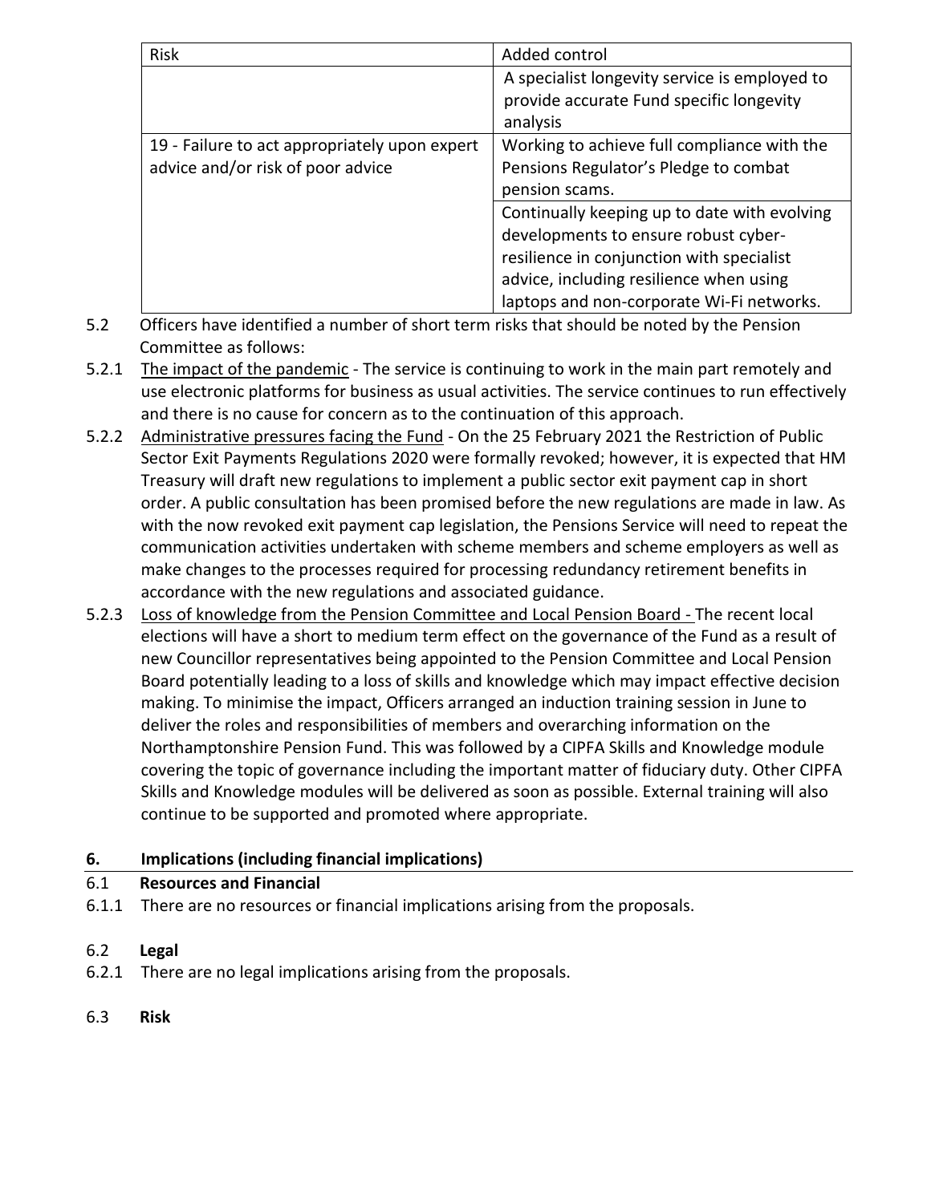| Risk | Added control |
| --- | --- |
| | A specialist longevity service is employed to provide accurate Fund specific longevity analysis |
| 19 - Failure to act appropriately upon expert advice and/or risk of poor advice | Working to achieve full compliance with the Pensions Regulator's Pledge to combat pension scams. |
| | Continually keeping up to date with evolving developments to ensure robust cyber-resilience in conjunction with specialist advice, including resilience when using laptops and non-corporate Wi-Fi networks. |

5.2 Officers have identified a number of short term risks that should be noted by the Pension Committee as follows:

5.2.1 The impact of the pandemic - The service is continuing to work in the main part remotely and use electronic platforms for business as usual activities. The service continues to run effectively and there is no cause for concern as to the continuation of this approach.

5.2.2 Administrative pressures facing the Fund - On the 25 February 2021 the Restriction of Public Sector Exit Payments Regulations 2020 were formally revoked; however, it is expected that HM Treasury will draft new regulations to implement a public sector exit payment cap in short order. A public consultation has been promised before the new regulations are made in law. As with the now revoked exit payment cap legislation, the Pensions Service will need to repeat the communication activities undertaken with scheme members and scheme employers as well as make changes to the processes required for processing redundancy retirement benefits in accordance with the new regulations and associated guidance.

5.2.3 Loss of knowledge from the Pension Committee and Local Pension Board - The recent local elections will have a short to medium term effect on the governance of the Fund as a result of new Councillor representatives being appointed to the Pension Committee and Local Pension Board potentially leading to a loss of skills and knowledge which may impact effective decision making. To minimise the impact, Officers arranged an induction training session in June to deliver the roles and responsibilities of members and overarching information on the Northamptonshire Pension Fund. This was followed by a CIPFA Skills and Knowledge module covering the topic of governance including the important matter of fiduciary duty. Other CIPFA Skills and Knowledge modules will be delivered as soon as possible. External training will also continue to be supported and promoted where appropriate.

## 6. Implications (including financial implications)

### 6.1 Resources and Financial

6.1.1 There are no resources or financial implications arising from the proposals.

### 6.2 Legal

6.2.1 There are no legal implications arising from the proposals.

### 6.3 Risk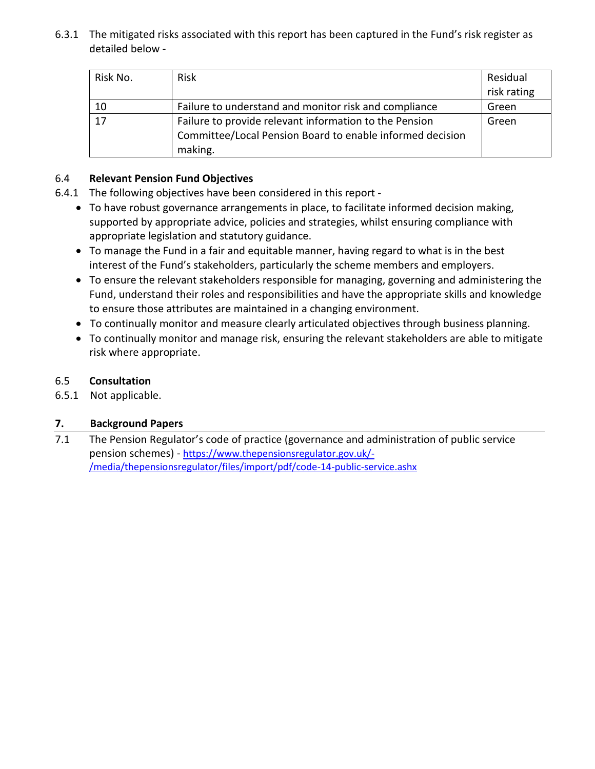6.3.1 The mitigated risks associated with this report has been captured in the Fund's risk register as detailed below -

| Risk No. | Risk | Residual risk rating |
|---|---|---|
| 10 | Failure to understand and monitor risk and compliance | Green |
| 17 | Failure to provide relevant information to the Pension Committee/Local Pension Board to enable informed decision making. | Green |

6.4 **Relevant Pension Fund Objectives**

6.4.1 The following objectives have been considered in this report -

- To have robust governance arrangements in place, to facilitate informed decision making, supported by appropriate advice, policies and strategies, whilst ensuring compliance with appropriate legislation and statutory guidance.
- To manage the Fund in a fair and equitable manner, having regard to what is in the best interest of the Fund's stakeholders, particularly the scheme members and employers.
- To ensure the relevant stakeholders responsible for managing, governing and administering the Fund, understand their roles and responsibilities and have the appropriate skills and knowledge to ensure those attributes are maintained in a changing environment.
- To continually monitor and measure clearly articulated objectives through business planning.
- To continually monitor and manage risk, ensuring the relevant stakeholders are able to mitigate risk where appropriate.

6.5 **Consultation**

6.5.1 Not applicable.

## 7. Background Papers

7.1 The Pension Regulator's code of practice (governance and administration of public service pension schemes) - https://www.thepensionsregulator.gov.uk/-/media/thepensionsregulator/files/import/pdf/code-14-public-service.ashx